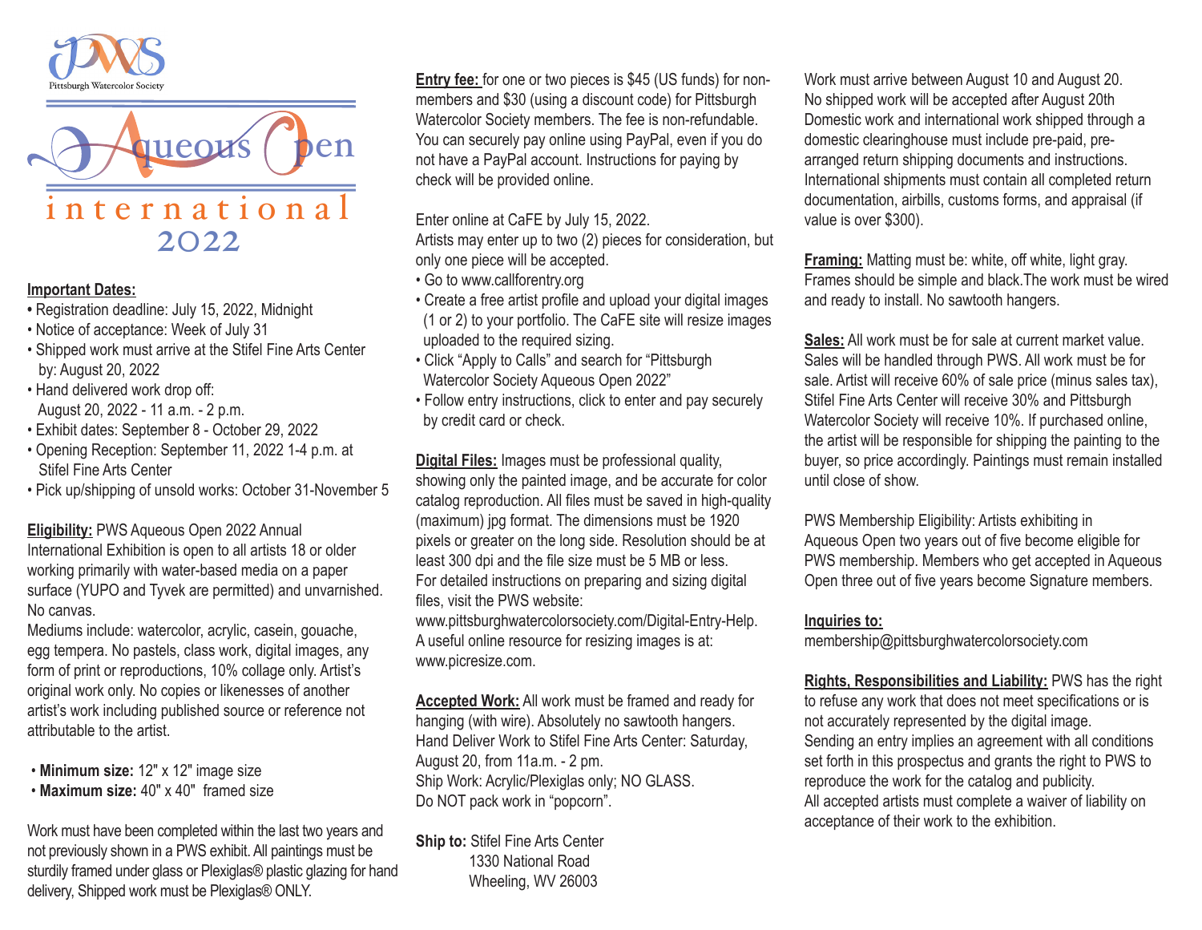PWS
Pittsburgh Watercolor Society

# Aqueous Open international 2022

**Important Dates:**

- Registration deadline: July 15, 2022, Midnight
- Notice of acceptance: Week of July 31
- Shipped work must arrive at the Stifel Fine Arts Center by: August 20, 2022
- Hand delivered work drop off: August 20, 2022 - 11 a.m. - 2 p.m.
- Exhibit dates: September 8 - October 29, 2022
- Opening Reception: September 11, 2022 1-4 p.m. at Stifel Fine Arts Center
- Pick up/shipping of unsold works: October 31-November 5

**Eligibility:** PWS Aqueous Open 2022 Annual International Exhibition is open to all artists 18 or older working primarily with water-based media on a paper surface (YUPO and Tyvek are permitted) and unvarnished. No canvas.
Mediums include: watercolor, acrylic, casein, gouache, egg tempera. No pastels, class work, digital images, any form of print or reproductions, 10% collage only. Artist's original work only. No copies or likenesses of another artist's work including published source or reference not attributable to the artist.

- **Minimum size:** 12" x 12" image size
- **Maximum size:** 40" x 40" framed size

Work must have been completed within the last two years and not previously shown in a PWS exhibit. All paintings must be sturdily framed under glass or Plexiglas® plastic glazing for hand delivery, Shipped work must be Plexiglas® ONLY.

**Entry fee:** for one or two pieces is $45 (US funds) for non-members and $30 (using a discount code) for Pittsburgh Watercolor Society members. The fee is non-refundable. You can securely pay online using PayPal, even if you do not have a PayPal account. Instructions for paying by check will be provided online.

Enter online at CaFE by July 15, 2022.
Artists may enter up to two (2) pieces for consideration, but only one piece will be accepted.

- Go to www.callforentry.org
- Create a free artist profile and upload your digital images (1 or 2) to your portfolio. The CaFE site will resize images uploaded to the required sizing.
- Click "Apply to Calls" and search for "Pittsburgh Watercolor Society Aqueous Open 2022"
- Follow entry instructions, click to enter and pay securely by credit card or check.

**Digital Files:** Images must be professional quality, showing only the painted image, and be accurate for color catalog reproduction. All files must be saved in high-quality (maximum) jpg format. The dimensions must be 1920 pixels or greater on the long side. Resolution should be at least 300 dpi and the file size must be 5 MB or less.
For detailed instructions on preparing and sizing digital files, visit the PWS website:
www.pittsburghwatercolorsociety.com/Digital-Entry-Help.
A useful online resource for resizing images is at:
www.picresize.com.

**Accepted Work:** All work must be framed and ready for hanging (with wire). Absolutely no sawtooth hangers.
Hand Deliver Work to Stifel Fine Arts Center: Saturday, August 20, from 11a.m. - 2 pm.
Ship Work: Acrylic/Plexiglas only; NO GLASS.
Do NOT pack work in "popcorn".

**Ship to:** Stifel Fine Arts Center
1330 National Road
Wheeling, WV 26003

Work must arrive between August 10 and August 20.
No shipped work will be accepted after August 20th
Domestic work and international work shipped through a domestic clearinghouse must include pre-paid, pre-arranged return shipping documents and instructions.
International shipments must contain all completed return documentation, airbills, customs forms, and appraisal (if value is over $300).

**Framing:** Matting must be: white, off white, light gray. Frames should be simple and black.The work must be wired and ready to install. No sawtooth hangers.

**Sales:** All work must be for sale at current market value. Sales will be handled through PWS. All work must be for sale. Artist will receive 60% of sale price (minus sales tax), Stifel Fine Arts Center will receive 30% and Pittsburgh Watercolor Society will receive 10%. If purchased online, the artist will be responsible for shipping the painting to the buyer, so price accordingly. Paintings must remain installed until close of show.

PWS Membership Eligibility: Artists exhibiting in Aqueous Open two years out of five become eligible for PWS membership. Members who get accepted in Aqueous Open three out of five years become Signature members.

**Inquiries to:**
membership@pittsburghwatercolorsociety.com

**Rights, Responsibilities and Liability:** PWS has the right to refuse any work that does not meet specifications or is not accurately represented by the digital image.
Sending an entry implies an agreement with all conditions set forth in this prospectus and grants the right to PWS to reproduce the work for the catalog and publicity.
All accepted artists must complete a waiver of liability on acceptance of their work to the exhibition.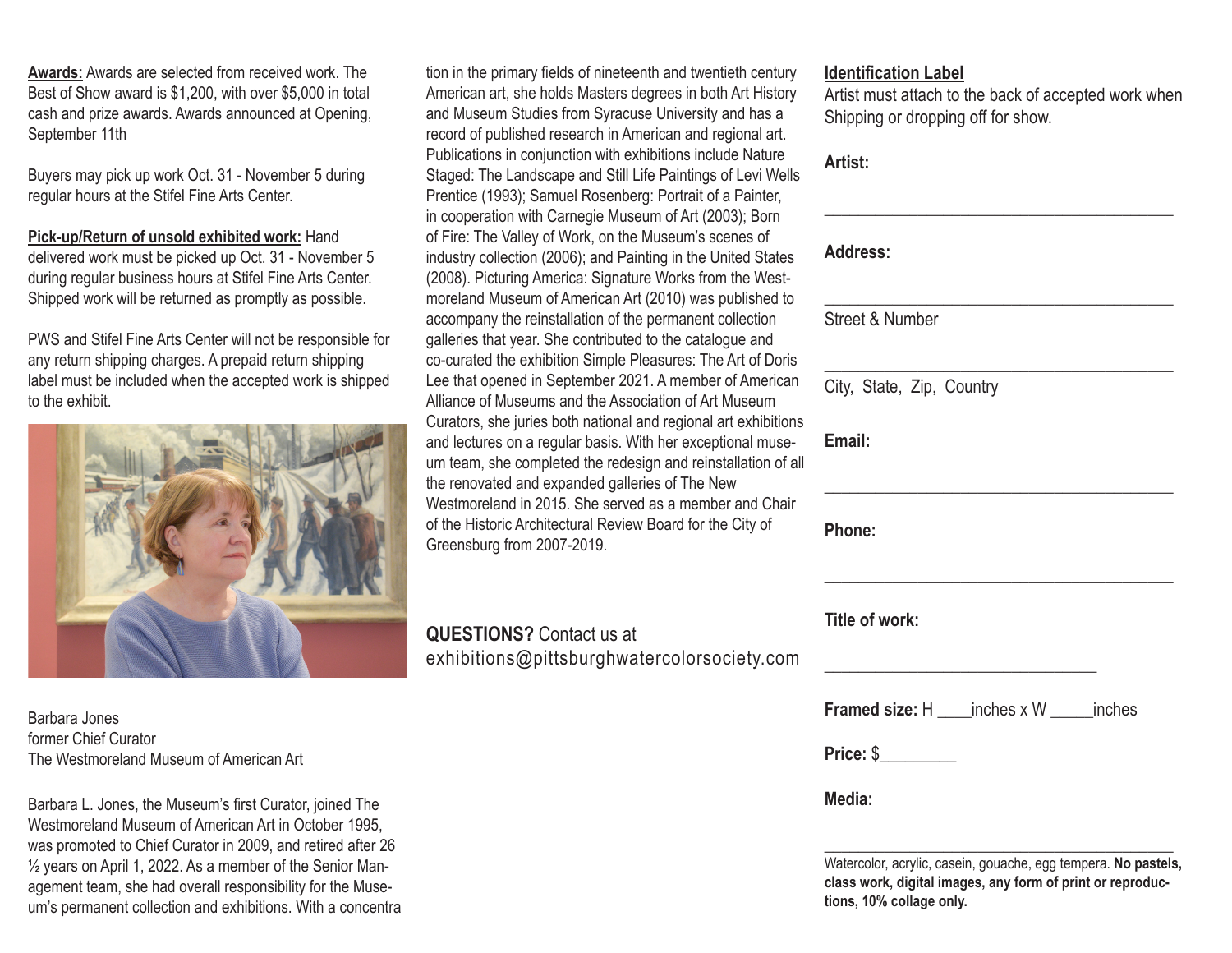**Awards:** Awards are selected from received work. The Best of Show award is $1,200, with over $5,000 in total cash and prize awards. Awards announced at Opening, September 11th

Buyers may pick up work Oct. 31 - November 5 during regular hours at the Stifel Fine Arts Center.

**Pick-up/Return of unsold exhibited work:** Hand delivered work must be picked up Oct. 31 - November 5 during regular business hours at Stifel Fine Arts Center. Shipped work will be returned as promptly as possible.

PWS and Stifel Fine Arts Center will not be responsible for any return shipping charges. A prepaid return shipping label must be included when the accepted work is shipped to the exhibit.

Barbara Jones
former Chief Curator
The Westmoreland Museum of American Art

Barbara L. Jones, the Museum's first Curator, joined The Westmoreland Museum of American Art in October 1995, was promoted to Chief Curator in 2009, and retired after 26 ½ years on April 1, 2022. As a member of the Senior Management team, she had overall responsibility for the Museum's permanent collection and exhibitions. With a concentration in the primary fields of nineteenth and twentieth century American art, she holds Masters degrees in both Art History and Museum Studies from Syracuse University and has a record of published research in American and regional art. Publications in conjunction with exhibitions include Nature Staged: The Landscape and Still Life Paintings of Levi Wells Prentice (1993); Samuel Rosenberg: Portrait of a Painter, in cooperation with Carnegie Museum of Art (2003); Born of Fire: The Valley of Work, on the Museum's scenes of industry collection (2006); and Painting in the United States (2008). Picturing America: Signature Works from the Westmoreland Museum of American Art (2010) was published to accompany the reinstallation of the permanent collection galleries that year. She contributed to the catalogue and co-curated the exhibition Simple Pleasures: The Art of Doris Lee that opened in September 2021. A member of American Alliance of Museums and the Association of Art Museum Curators, she juries both national and regional art exhibitions and lectures on a regular basis. With her exceptional museum team, she completed the redesign and reinstallation of all the renovated and expanded galleries of The New Westmoreland in 2015. She served as a member and Chair of the Historic Architectural Review Board for the City of Greensburg from 2007-2019.

**QUESTIONS?** Contact us at exhibitions@pittsburghwatercolorsociety.com

## Identification Label

Artist must attach to the back of accepted work when Shipping or dropping off for show.

**Artist:**

________________________________________

**Address:**

________________________________________
Street & Number

________________________________________
City, State, Zip, Country

**Email:**

________________________________________

**Phone:**

________________________________________

**Title of work:**

________________________________

**Framed size:** H ____inches x W _____inches

**Price:** $_________

**Media:**

________________________________________
Watercolor, acrylic, casein, gouache, egg tempera. **No pastels, class work, digital images, any form of print or reproductions, 10% collage only.**